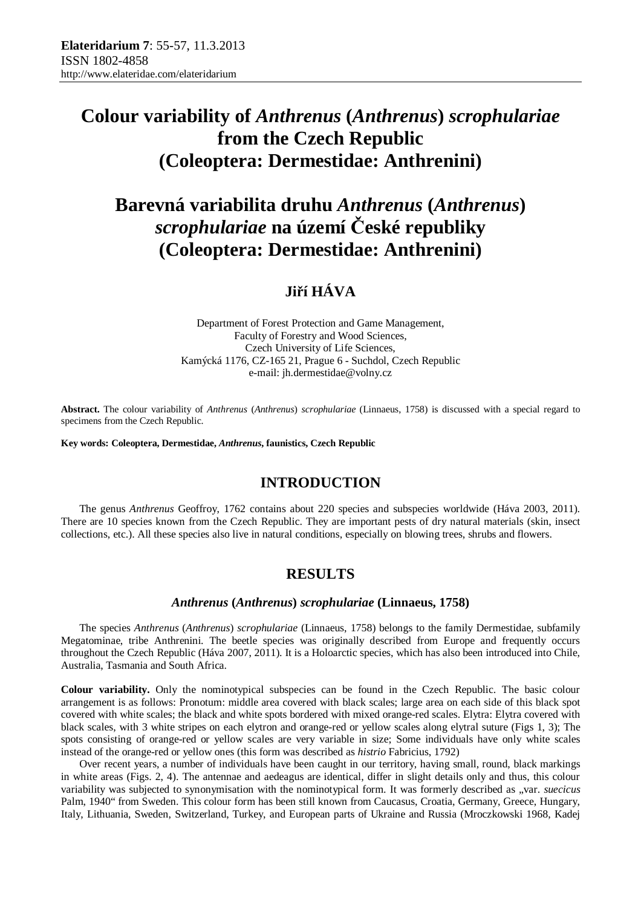# Colour variability of *Anthrenus* (*Anthrenus*) *scrophulariae* from the Czech Republic (Coleoptera: Dermestidae: Anthrenini)

# Barevná variabilita druhu *Anthrenus* (*Anthrenus*) *scrophulariae* na území České republiky (Coleoptera: Dermestidae: Anthrenini)

## Jiří HÁVA

Department of Forest Protection and Game Management,
Faculty of Forestry and Wood Sciences,
Czech University of Life Sciences,
Kamýcká 1176, CZ-165 21, Prague 6 - Suchdol, Czech Republic
e-mail: jh.dermestidae@volny.cz

**Abstract.** The colour variability of *Anthrenus* (*Anthrenus*) *scrophulariae* (Linnaeus, 1758) is discussed with a special regard to specimens from the Czech Republic.

**Key words: Coleoptera, Dermestidae, *Anthrenus*, faunistics, Czech Republic**

## INTRODUCTION

The genus *Anthrenus* Geoffroy, 1762 contains about 220 species and subspecies worldwide (Háva 2003, 2011). There are 10 species known from the Czech Republic. They are important pests of dry natural materials (skin, insect collections, etc.). All these species also live in natural conditions, especially on blowing trees, shrubs and flowers.

## RESULTS

### *Anthrenus* (*Anthrenus*) *scrophulariae* (Linnaeus, 1758)

The species *Anthrenus* (*Anthrenus*) *scrophulariae* (Linnaeus, 1758) belongs to the family Dermestidae, subfamily Megatominae, tribe Anthrenini. The beetle species was originally described from Europe and frequently occurs throughout the Czech Republic (Háva 2007, 2011). It is a Holoarctic species, which has also been introduced into Chile, Australia, Tasmania and South Africa.

**Colour variability.** Only the nominotypical subspecies can be found in the Czech Republic. The basic colour arrangement is as follows: Pronotum: middle area covered with black scales; large area on each side of this black spot covered with white scales; the black and white spots bordered with mixed orange-red scales. Elytra: Elytra covered with black scales, with 3 white stripes on each elytron and orange-red or yellow scales along elytral suture (Figs 1, 3); The spots consisting of orange-red or yellow scales are very variable in size; Some individuals have only white scales instead of the orange-red or yellow ones (this form was described as *histrio* Fabricius, 1792)

Over recent years, a number of individuals have been caught in our territory, having small, round, black markings in white areas (Figs. 2, 4). The antennae and aedeagus are identical, differ in slight details only and thus, this colour variability was subjected to synonymisation with the nominotypical form. It was formerly described as „var. *suecicus* Palm, 1940“ from Sweden. This colour form has been still known from Caucasus, Croatia, Germany, Greece, Hungary, Italy, Lithuania, Sweden, Switzerland, Turkey, and European parts of Ukraine and Russia (Mroczkowski 1968, Kadej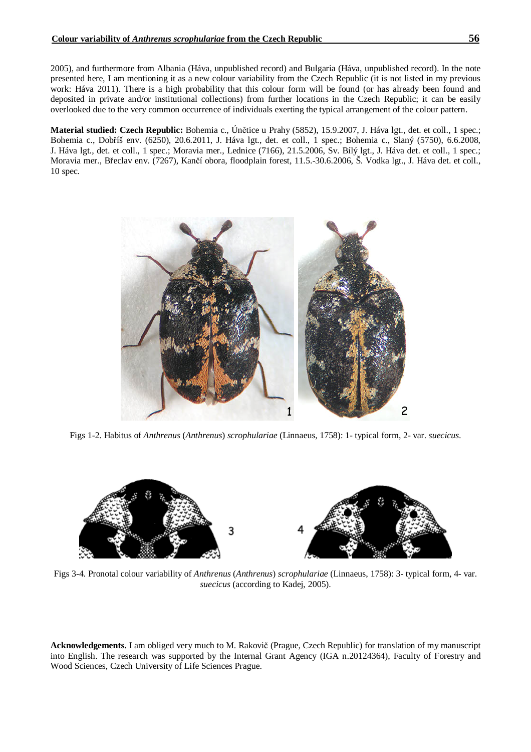2005), and furthermore from Albania (Háva, unpublished record) and Bulgaria (Háva, unpublished record). In the note presented here, I am mentioning it as a new colour variability from the Czech Republic (it is not listed in my previous work: Háva 2011). There is a high probability that this colour form will be found (or has already been found and deposited in private and/or institutional collections) from further locations in the Czech Republic; it can be easily overlooked due to the very common occurrence of individuals exerting the typical arrangement of the colour pattern.

**Material studied: Czech Republic:** Bohemia c., Únětice u Prahy (5852), 15.9.2007, J. Háva lgt., det. et coll., 1 spec.; Bohemia c., Dobříš env. (6250), 20.6.2011, J. Háva lgt., det. et coll., 1 spec.; Bohemia c., Slaný (5750), 6.6.2008, J. Háva lgt., det. et coll., 1 spec.; Moravia mer., Lednice (7166), 21.5.2006, Sv. Bílý lgt., J. Háva det. et coll., 1 spec.; Moravia mer., Břeclav env. (7267), Kančí obora, floodplain forest, 11.5.-30.6.2006, Š. Vodka lgt., J. Háva det. et coll., 10 spec.

Figs 1-2. Habitus of *Anthrenus* (*Anthrenus*) *scrophulariae* (Linnaeus, 1758): 1- typical form, 2- var. *suecicus*.

Figs 3-4. Pronotal colour variability of *Anthrenus* (*Anthrenus*) *scrophulariae* (Linnaeus, 1758): 3- typical form, 4- var. *suecicus* (according to Kadej, 2005).

**Acknowledgements.** I am obliged very much to M. Rakovič (Prague, Czech Republic) for translation of my manuscript into English. The research was supported by the Internal Grant Agency (IGA n.20124364), Faculty of Forestry and Wood Sciences, Czech University of Life Sciences Prague.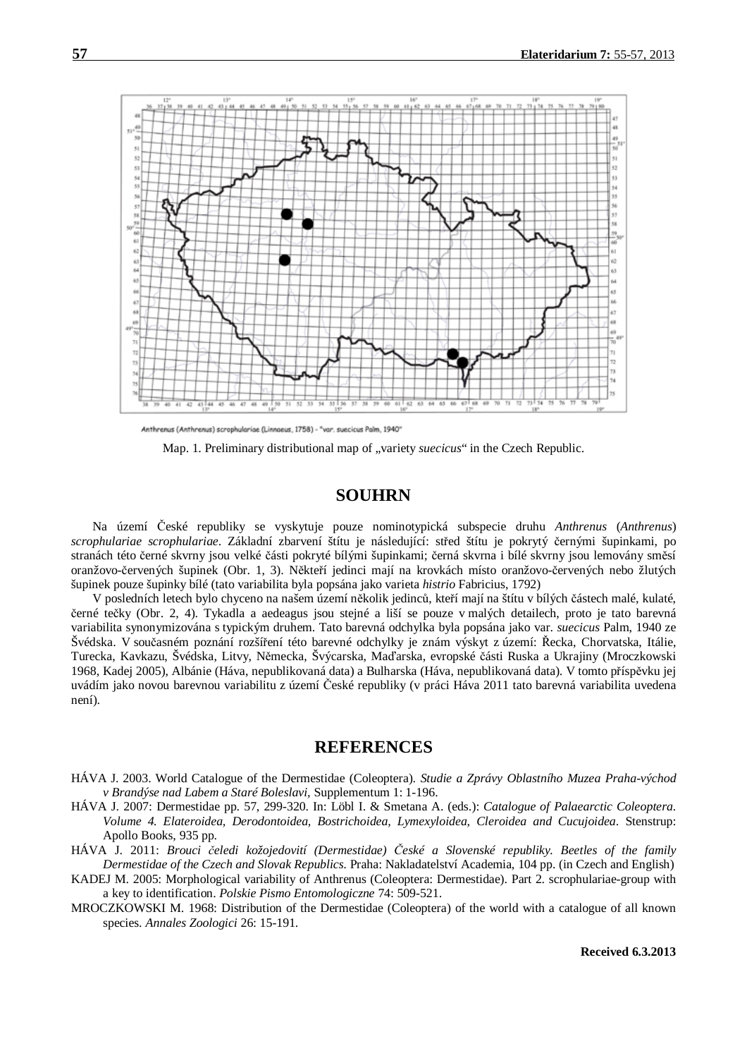Anthrenus (Anthrenus) scrophulariae (Linnaeus, 1758) - "var. suecicus Palm, 1940"

Map. 1. Preliminary distributional map of „variety *suecicus*" in the Czech Republic.

## SOUHRN

Na území České republiky se vyskytuje pouze nominotypická subspecie druhu *Anthrenus* (*Anthrenus*) *scrophulariae scrophulariae*. Základní zbarvení štítu je následující: střed štítu je pokrytý černými šupinkami, po stranách této černé skvrny jsou velké části pokryté bílými šupinkami; černá skvrna i bílé skvrny jsou lemovány směsí oranžovo-červených šupinek (Obr. 1, 3). Někteří jedinci mají na krovkách místo oranžovo-červených nebo žlutých šupinek pouze šupinky bílé (tato variabilita byla popsána jako varieta *histrio* Fabricius, 1792)

V posledních letech bylo chyceno na našem území několik jedinců, kteří mají na štítu v bílých částech malé, kulaté, černé tečky (Obr. 2, 4). Tykadla a aedeagus jsou stejné a liší se pouze v malých detailech, proto je tato barevná variabilita synonymizována s typickým druhem. Tato barevná odchylka byla popsána jako var. *suecicus* Palm, 1940 ze Švédska. V současném poznání rozšíření této barevné odchylky je znám výskyt z území: Řecka, Chorvatska, Itálie, Turecka, Kavkazu, Švédska, Litvy, Německa, Švýcarska, Maďarska, evropské části Ruska a Ukrajiny (Mroczkowski 1968, Kadej 2005), Albánie (Háva, nepublikovaná data) a Bulharska (Háva, nepublikovaná data). V tomto příspěvku jej uvádím jako novou barevnou variabilitu z území České republiky (v práci Háva 2011 tato barevná variabilita uvedena není).

## REFERENCES

HÁVA J. 2003. World Catalogue of the Dermestidae (Coleoptera). *Studie a Zprávy Oblastního Muzea Praha-východ v Brandýse nad Labem a Staré Boleslavi*, Supplementum 1: 1-196.

HÁVA J. 2007: Dermestidae pp. 57, 299-320. In: Löbl I. & Smetana A. (eds.): *Catalogue of Palaearctic Coleoptera. Volume 4. Elateroidea, Derodontoidea, Bostrichoidea, Lymexyloidea, Cleroidea and Cucujoidea*. Stenstrup: Apollo Books, 935 pp.

HÁVA J. 2011: *Brouci čeledi kožojedovití (Dermestidae) České a Slovenské republiky. Beetles of the family Dermestidae of the Czech and Slovak Republics.* Praha: Nakladatelství Academia, 104 pp. (in Czech and English)

KADEJ M. 2005: Morphological variability of Anthrenus (Coleoptera: Dermestidae). Part 2. scrophulariae-group with a key to identification. *Polskie Pismo Entomologiczne* 74: 509-521.

MROCZKOWSKI M. 1968: Distribution of the Dermestidae (Coleoptera) of the world with a catalogue of all known species. *Annales Zoologici* 26: 15-191.

**Received 6.3.2013**